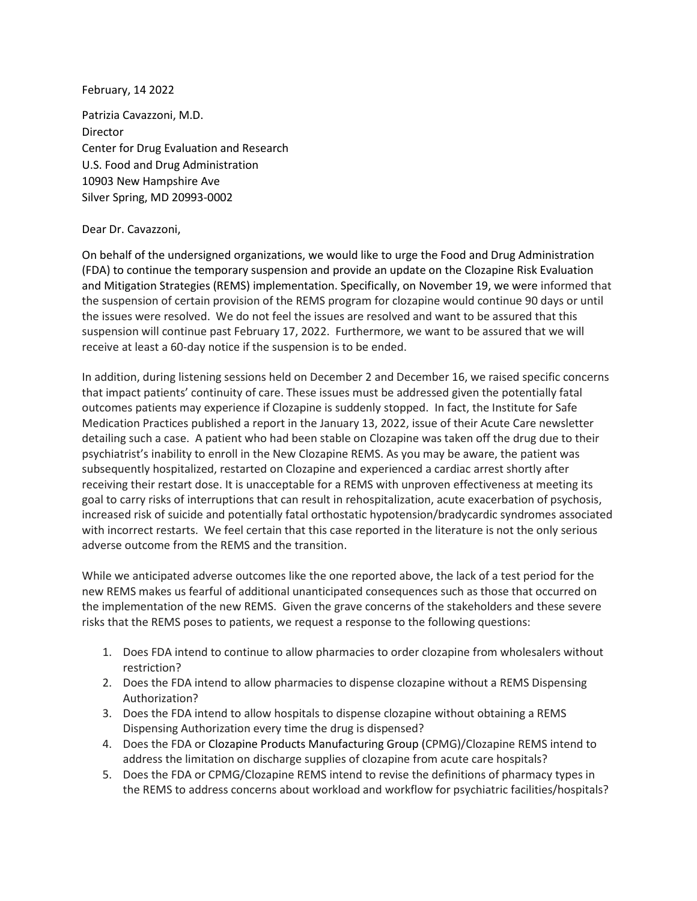February, 14 2022

Patrizia Cavazzoni, M.D.
Director
Center for Drug Evaluation and Research
U.S. Food and Drug Administration
10903 New Hampshire Ave
Silver Spring, MD 20993-0002

Dear Dr. Cavazzoni,

On behalf of the undersigned organizations, we would like to urge the Food and Drug Administration (FDA) to continue the temporary suspension and provide an update on the Clozapine Risk Evaluation and Mitigation Strategies (REMS) implementation. Specifically, on November 19, we were informed that the suspension of certain provision of the REMS program for clozapine would continue 90 days or until the issues were resolved. We do not feel the issues are resolved and want to be assured that this suspension will continue past February 17, 2022. Furthermore, we want to be assured that we will receive at least a 60-day notice if the suspension is to be ended.

In addition, during listening sessions held on December 2 and December 16, we raised specific concerns that impact patients' continuity of care. These issues must be addressed given the potentially fatal outcomes patients may experience if Clozapine is suddenly stopped. In fact, the Institute for Safe Medication Practices published a report in the January 13, 2022, issue of their Acute Care newsletter detailing such a case. A patient who had been stable on Clozapine was taken off the drug due to their psychiatrist's inability to enroll in the New Clozapine REMS. As you may be aware, the patient was subsequently hospitalized, restarted on Clozapine and experienced a cardiac arrest shortly after receiving their restart dose. It is unacceptable for a REMS with unproven effectiveness at meeting its goal to carry risks of interruptions that can result in rehospitalization, acute exacerbation of psychosis, increased risk of suicide and potentially fatal orthostatic hypotension/bradycardic syndromes associated with incorrect restarts. We feel certain that this case reported in the literature is not the only serious adverse outcome from the REMS and the transition.

While we anticipated adverse outcomes like the one reported above, the lack of a test period for the new REMS makes us fearful of additional unanticipated consequences such as those that occurred on the implementation of the new REMS. Given the grave concerns of the stakeholders and these severe risks that the REMS poses to patients, we request a response to the following questions:

1. Does FDA intend to continue to allow pharmacies to order clozapine from wholesalers without restriction?
2. Does the FDA intend to allow pharmacies to dispense clozapine without a REMS Dispensing Authorization?
3. Does the FDA intend to allow hospitals to dispense clozapine without obtaining a REMS Dispensing Authorization every time the drug is dispensed?
4. Does the FDA or Clozapine Products Manufacturing Group (CPMG)/Clozapine REMS intend to address the limitation on discharge supplies of clozapine from acute care hospitals?
5. Does the FDA or CPMG/Clozapine REMS intend to revise the definitions of pharmacy types in the REMS to address concerns about workload and workflow for psychiatric facilities/hospitals?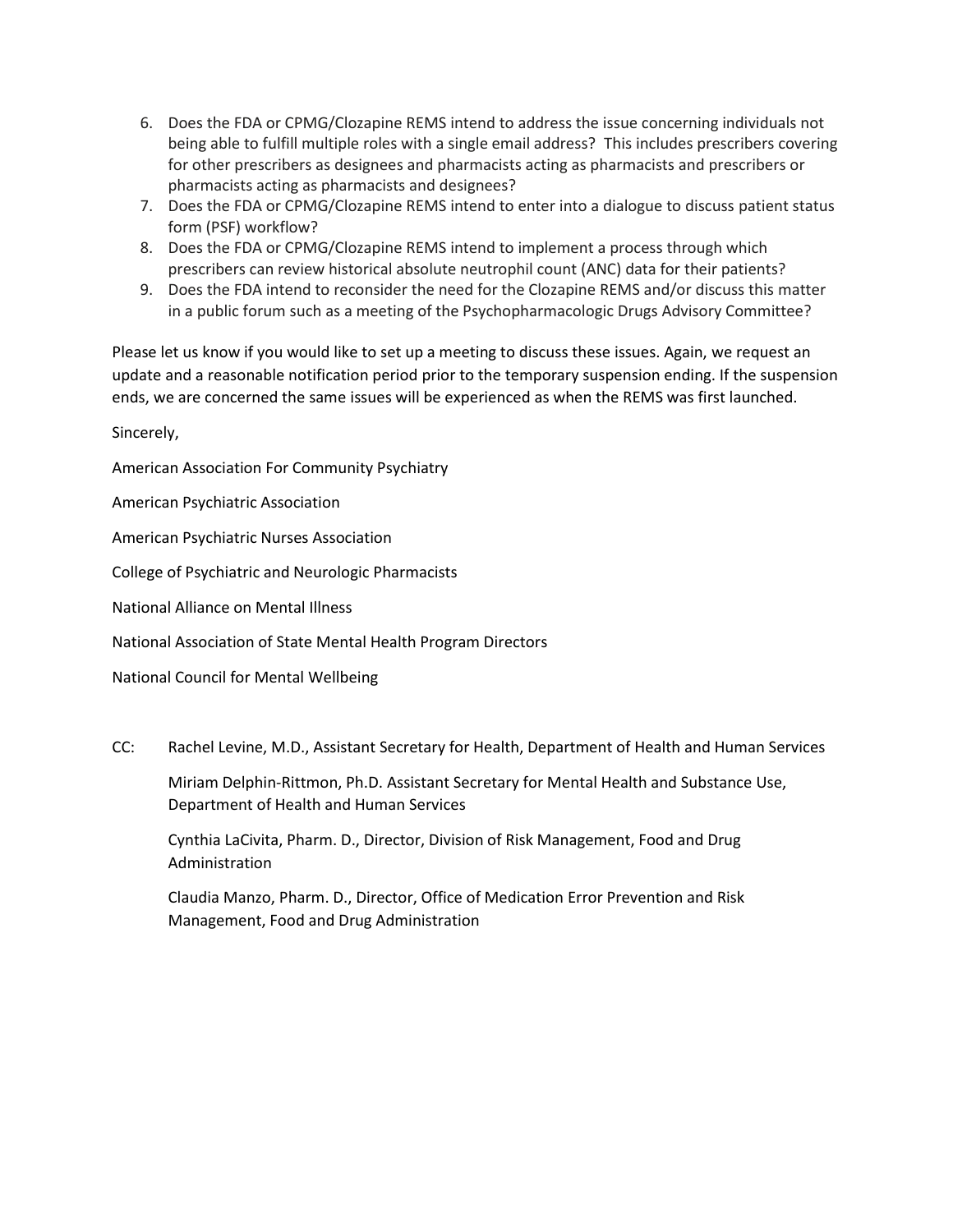6. Does the FDA or CPMG/Clozapine REMS intend to address the issue concerning individuals not being able to fulfill multiple roles with a single email address? This includes prescribers covering for other prescribers as designees and pharmacists acting as pharmacists and prescribers or pharmacists acting as pharmacists and designees?
7. Does the FDA or CPMG/Clozapine REMS intend to enter into a dialogue to discuss patient status form (PSF) workflow?
8. Does the FDA or CPMG/Clozapine REMS intend to implement a process through which prescribers can review historical absolute neutrophil count (ANC) data for their patients?
9. Does the FDA intend to reconsider the need for the Clozapine REMS and/or discuss this matter in a public forum such as a meeting of the Psychopharmacologic Drugs Advisory Committee?

Please let us know if you would like to set up a meeting to discuss these issues. Again, we request an update and a reasonable notification period prior to the temporary suspension ending. If the suspension ends, we are concerned the same issues will be experienced as when the REMS was first launched.

Sincerely,

American Association For Community Psychiatry

American Psychiatric Association

American Psychiatric Nurses Association

College of Psychiatric and Neurologic Pharmacists

National Alliance on Mental Illness

National Association of State Mental Health Program Directors

National Council for Mental Wellbeing

CC: Rachel Levine, M.D., Assistant Secretary for Health, Department of Health and Human Services

Miriam Delphin-Rittmon, Ph.D. Assistant Secretary for Mental Health and Substance Use, Department of Health and Human Services

Cynthia LaCivita, Pharm. D., Director, Division of Risk Management, Food and Drug Administration

Claudia Manzo, Pharm. D., Director, Office of Medication Error Prevention and Risk Management, Food and Drug Administration